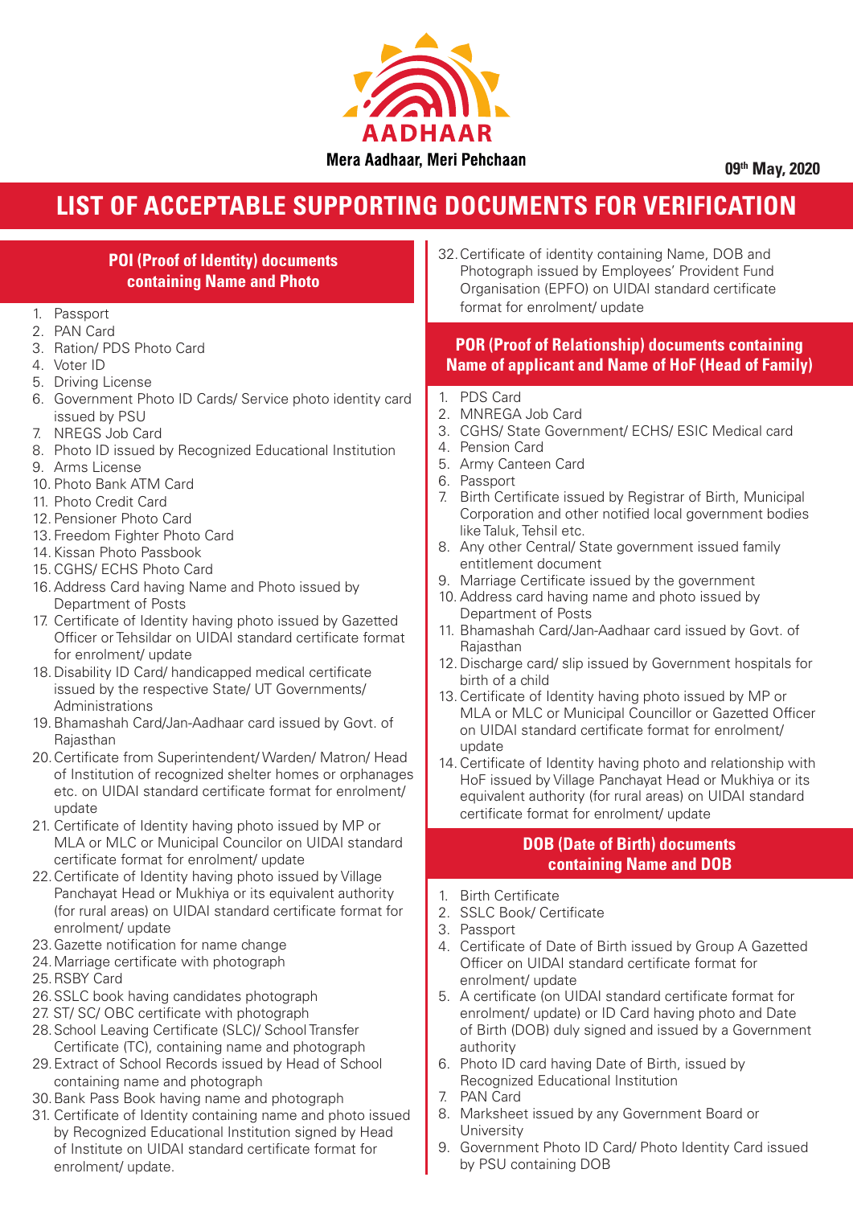AADHAAR

Mera Aadhaar, Meri Pehchaan

09th May, 2020

# LIST OF ACCEPTABLE SUPPORTING DOCUMENTS FOR VERIFICATION

## POI (Proof of Identity) documents containing Name and Photo

1. Passport
2. PAN Card
3. Ration/ PDS Photo Card
4. Voter ID
5. Driving License
6. Government Photo ID Cards/ Service photo identity card issued by PSU
7. NREGS Job Card
8. Photo ID issued by Recognized Educational Institution
9. Arms License
10. Photo Bank ATM Card
11. Photo Credit Card
12. Pensioner Photo Card
13. Freedom Fighter Photo Card
14. Kissan Photo Passbook
15. CGHS/ ECHS Photo Card
16. Address Card having Name and Photo issued by Department of Posts
17. Certificate of Identity having photo issued by Gazetted Officer or Tehsildar on UIDAI standard certificate format for enrolment/ update
18. Disability ID Card/ handicapped medical certificate issued by the respective State/ UT Governments/ Administrations
19. Bhamashah Card/Jan-Aadhaar card issued by Govt. of Rajasthan
20. Certificate from Superintendent/ Warden/ Matron/ Head of Institution of recognized shelter homes or orphanages etc. on UIDAI standard certificate format for enrolment/ update
21. Certificate of Identity having photo issued by MP or MLA or MLC or Municipal Councilor on UIDAI standard certificate format for enrolment/ update
22. Certificate of Identity having photo issued by Village Panchayat Head or Mukhiya or its equivalent authority (for rural areas) on UIDAI standard certificate format for enrolment/ update
23. Gazette notification for name change
24. Marriage certificate with photograph
25. RSBY Card
26. SSLC book having candidates photograph
27. ST/ SC/ OBC certificate with photograph
28. School Leaving Certificate (SLC)/ School Transfer Certificate (TC), containing name and photograph
29. Extract of School Records issued by Head of School containing name and photograph
30. Bank Pass Book having name and photograph
31. Certificate of Identity containing name and photo issued by Recognized Educational Institution signed by Head of Institute on UIDAI standard certificate format for enrolment/ update.
32. Certificate of identity containing Name, DOB and Photograph issued by Employees' Provident Fund Organisation (EPFO) on UIDAI standard certificate format for enrolment/ update

## POR (Proof of Relationship) documents containing Name of applicant and Name of HoF (Head of Family)

1. PDS Card
2. MNREGA Job Card
3. CGHS/ State Government/ ECHS/ ESIC Medical card
4. Pension Card
5. Army Canteen Card
6. Passport
7. Birth Certificate issued by Registrar of Birth, Municipal Corporation and other notified local government bodies like Taluk, Tehsil etc.
8. Any other Central/ State government issued family entitlement document
9. Marriage Certificate issued by the government
10. Address card having name and photo issued by Department of Posts
11. Bhamashah Card/Jan-Aadhaar card issued by Govt. of Rajasthan
12. Discharge card/ slip issued by Government hospitals for birth of a child
13. Certificate of Identity having photo issued by MP or MLA or MLC or Municipal Councillor or Gazetted Officer on UIDAI standard certificate format for enrolment/ update
14. Certificate of Identity having photo and relationship with HoF issued by Village Panchayat Head or Mukhiya or its equivalent authority (for rural areas) on UIDAI standard certificate format for enrolment/ update

## DOB (Date of Birth) documents containing Name and DOB

1. Birth Certificate
2. SSLC Book/ Certificate
3. Passport
4. Certificate of Date of Birth issued by Group A Gazetted Officer on UIDAI standard certificate format for enrolment/ update
5. A certificate (on UIDAI standard certificate format for enrolment/ update) or ID Card having photo and Date of Birth (DOB) duly signed and issued by a Government authority
6. Photo ID card having Date of Birth, issued by Recognized Educational Institution
7. PAN Card
8. Marksheet issued by any Government Board or University
9. Government Photo ID Card/ Photo Identity Card issued by PSU containing DOB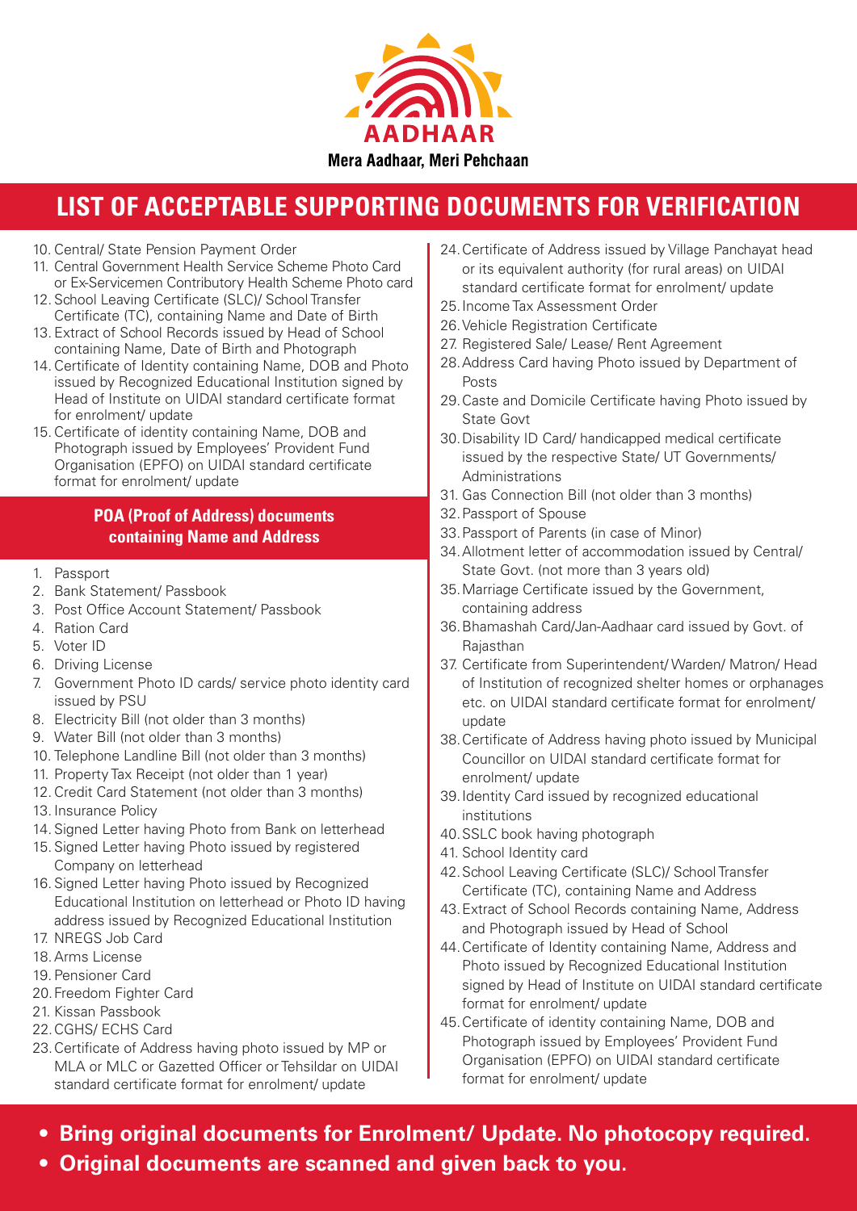AADHAAR

Mera Aadhaar, Meri Pehchaan

# LIST OF ACCEPTABLE SUPPORTING DOCUMENTS FOR VERIFICATION

10. Central/ State Pension Payment Order
11. Central Government Health Service Scheme Photo Card or Ex-Servicemen Contributory Health Scheme Photo card
12. School Leaving Certificate (SLC)/ School Transfer Certificate (TC), containing Name and Date of Birth
13. Extract of School Records issued by Head of School containing Name, Date of Birth and Photograph
14. Certificate of Identity containing Name, DOB and Photo issued by Recognized Educational Institution signed by Head of Institute on UIDAI standard certificate format for enrolment/ update
15. Certificate of identity containing Name, DOB and Photograph issued by Employees' Provident Fund Organisation (EPFO) on UIDAI standard certificate format for enrolment/ update

## POA (Proof of Address) documents containing Name and Address

1. Passport
2. Bank Statement/ Passbook
3. Post Office Account Statement/ Passbook
4. Ration Card
5. Voter ID
6. Driving License
7. Government Photo ID cards/ service photo identity card issued by PSU
8. Electricity Bill (not older than 3 months)
9. Water Bill (not older than 3 months)
10. Telephone Landline Bill (not older than 3 months)
11. Property Tax Receipt (not older than 1 year)
12. Credit Card Statement (not older than 3 months)
13. Insurance Policy
14. Signed Letter having Photo from Bank on letterhead
15. Signed Letter having Photo issued by registered Company on letterhead
16. Signed Letter having Photo issued by Recognized Educational Institution on letterhead or Photo ID having address issued by Recognized Educational Institution
17. NREGS Job Card
18. Arms License
19. Pensioner Card
20. Freedom Fighter Card
21. Kissan Passbook
22. CGHS/ ECHS Card
23. Certificate of Address having photo issued by MP or MLA or MLC or Gazetted Officer or Tehsildar on UIDAI standard certificate format for enrolment/ update
24. Certificate of Address issued by Village Panchayat head or its equivalent authority (for rural areas) on UIDAI standard certificate format for enrolment/ update
25. Income Tax Assessment Order
26. Vehicle Registration Certificate
27. Registered Sale/ Lease/ Rent Agreement
28. Address Card having Photo issued by Department of Posts
29. Caste and Domicile Certificate having Photo issued by State Govt
30. Disability ID Card/ handicapped medical certificate issued by the respective State/ UT Governments/ Administrations
31. Gas Connection Bill (not older than 3 months)
32. Passport of Spouse
33. Passport of Parents (in case of Minor)
34. Allotment letter of accommodation issued by Central/ State Govt. (not more than 3 years old)
35. Marriage Certificate issued by the Government, containing address
36. Bhamashah Card/Jan-Aadhaar card issued by Govt. of Rajasthan
37. Certificate from Superintendent/ Warden/ Matron/ Head of Institution of recognized shelter homes or orphanages etc. on UIDAI standard certificate format for enrolment/ update
38. Certificate of Address having photo issued by Municipal Councillor on UIDAI standard certificate format for enrolment/ update
39. Identity Card issued by recognized educational institutions
40. SSLC book having photograph
41. School Identity card
42. School Leaving Certificate (SLC)/ School Transfer Certificate (TC), containing Name and Address
43. Extract of School Records containing Name, Address and Photograph issued by Head of School
44. Certificate of Identity containing Name, Address and Photo issued by Recognized Educational Institution signed by Head of Institute on UIDAI standard certificate format for enrolment/ update
45. Certificate of identity containing Name, DOB and Photograph issued by Employees' Provident Fund Organisation (EPFO) on UIDAI standard certificate format for enrolment/ update

- **Bring original documents for Enrolment/ Update. No photocopy required.**
- **Original documents are scanned and given back to you.**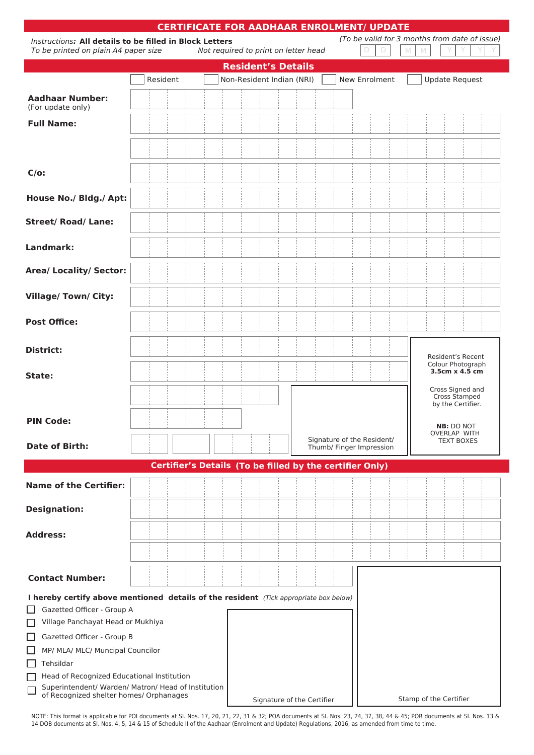# CERTIFICATE FOR AADHAAR ENROLMENT/ UPDATE

*Instructions:* **All details to be filled in Block Letters**
*To be printed on plain A4 paper size* *Not required to print on letter head*

*(To be valid for 3 months from date of issue)*

D D M M Y Y Y Y

## Resident's Details

☐ Resident ☐ Non-Resident Indian (NRI) ☐ New Enrolment ☐ Update Request

**Aadhaar Number:**
(For update only)

**Full Name:**

**C/o:**

**House No./ Bldg./ Apt:**

**Street/ Road/ Lane:**

**Landmark:**

**Area/ Locality/ Sector:**

**Village/ Town/ City:**

**Post Office:**

**District:**

**State:**

**PIN Code:**

**Date of Birth:**

Signature of the Resident/ Thumb/ Finger Impression

Resident's Recent Colour Photograph
**3.5cm x 4.5 cm**

Cross Signed and Cross Stamped by the Certifier.

**NB:** DO NOT OVERLAP WITH TEXT BOXES

## Certifier's Details (To be filled by the certifier Only)

**Name of the Certifier:**

**Designation:**

**Address:**

**Contact Number:**

**I hereby certify above mentioned details of the resident** *(Tick appropriate box below)*

- ☐ Gazetted Officer - Group A
- ☐ Village Panchayat Head or Mukhiya
- ☐ Gazetted Officer - Group B
- ☐ MP/ MLA/ MLC/ Muncipal Councilor
- ☐ Tehsildar
- ☐ Head of Recognized Educational Institution
- ☐ Superintendent/ Warden/ Matron/ Head of Institution of Recognized shelter homes/ Orphanages

Signature of the Certifier

Stamp of the Certifier

NOTE: This format is applicable for POI documents at Sl. Nos. 17, 20, 21, 22, 31 & 32; POA documents at Sl. Nos. 23, 24, 37, 38, 44 & 45; POR documents at Sl. Nos. 13 & 14 DOB documents at Sl. Nos. 4, 5, 14 & 15 of Schedule II of the Aadhaar (Enrolment and Update) Regulations, 2016, as amended from time to time.